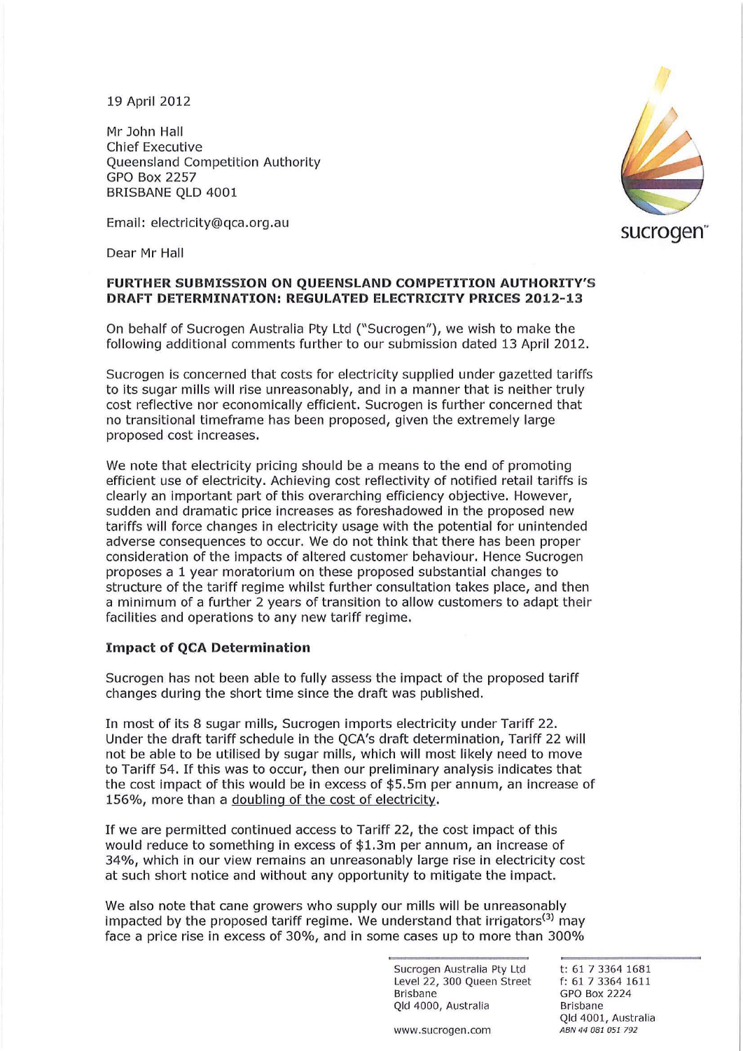19 April 2012

Mr John Hall
Chief Executive
Queensland Competition Authority
GPO Box 2257
BRISBANE QLD 4001

Email: electricity@qca.org.au

sucrogen

Dear Mr Hall

**FURTHER SUBMISSION ON QUEENSLAND COMPETITION AUTHORITY'S DRAFT DETERMINATION: REGULATED ELECTRICITY PRICES 2012-13**

On behalf of Sucrogen Australia Pty Ltd ("Sucrogen"), we wish to make the following additional comments further to our submission dated 13 April 2012.

Sucrogen is concerned that costs for electricity supplied under gazetted tariffs to its sugar mills will rise unreasonably, and in a manner that is neither truly cost reflective nor economically efficient. Sucrogen is further concerned that no transitional timeframe has been proposed, given the extremely large proposed cost increases.

We note that electricity pricing should be a means to the end of promoting efficient use of electricity. Achieving cost reflectivity of notified retail tariffs is clearly an important part of this overarching efficiency objective. However, sudden and dramatic price increases as foreshadowed in the proposed new tariffs will force changes in electricity usage with the potential for unintended adverse consequences to occur. We do not think that there has been proper consideration of the impacts of altered customer behaviour. Hence Sucrogen proposes a 1 year moratorium on these proposed substantial changes to structure of the tariff regime whilst further consultation takes place, and then a minimum of a further 2 years of transition to allow customers to adapt their facilities and operations to any new tariff regime.

**Impact of QCA Determination**

Sucrogen has not been able to fully assess the impact of the proposed tariff changes during the short time since the draft was published.

In most of its 8 sugar mills, Sucrogen imports electricity under Tariff 22. Under the draft tariff schedule in the QCA's draft determination, Tariff 22 will not be able to be utilised by sugar mills, which will most likely need to move to Tariff 54. If this was to occur, then our preliminary analysis indicates that the cost impact of this would be in excess of $5.5m per annum, an increase of 156%, more than a <u>doubling of the cost of electricity</u>.

If we are permitted continued access to Tariff 22, the cost impact of this would reduce to something in excess of $1.3m per annum, an increase of 34%, which in our view remains an unreasonably large rise in electricity cost at such short notice and without any opportunity to mitigate the impact.

We also note that cane growers who supply our mills will be unreasonably impacted by the proposed tariff regime. We understand that irrigators(3) may face a price rise in excess of 30%, and in some cases up to more than 300%

Sucrogen Australia Pty Ltd
Level 22, 300 Queen Street
Brisbane
Qld 4000, Australia

www.sucrogen.com

t: 61 7 3364 1681
f: 61 7 3364 1611
GPO Box 2224
Brisbane
Qld 4001, Australia
ABN 44 081 051 792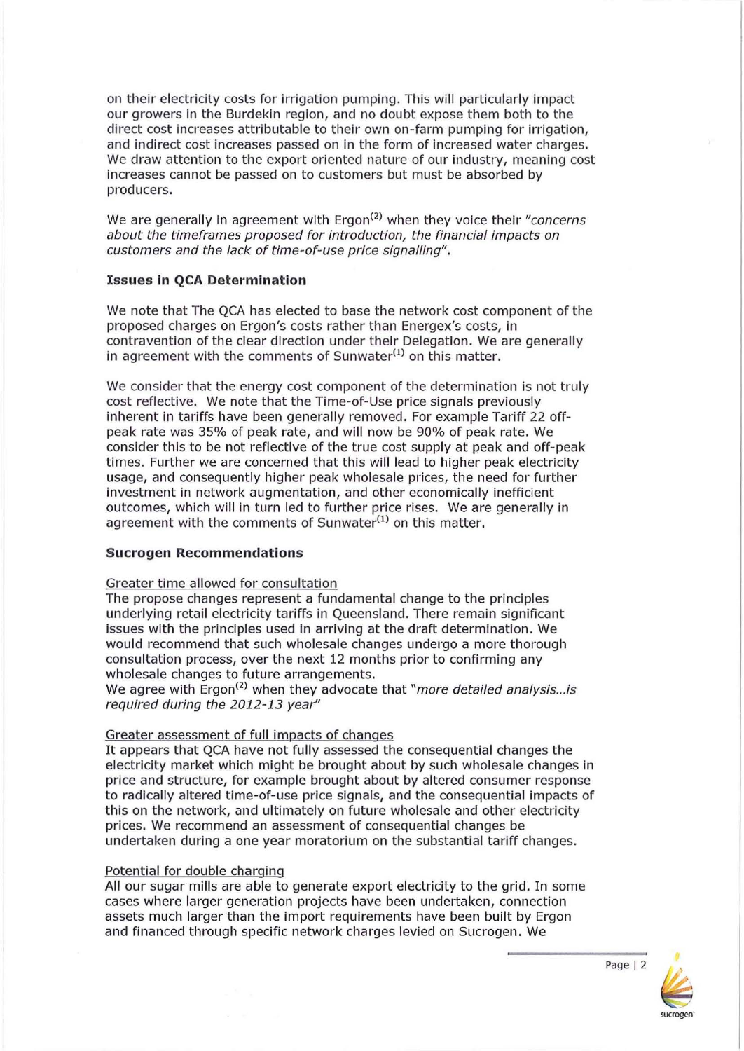on their electricity costs for irrigation pumping. This will particularly impact our growers in the Burdekin region, and no doubt expose them both to the direct cost increases attributable to their own on-farm pumping for irrigation, and indirect cost increases passed on in the form of increased water charges. We draw attention to the export oriented nature of our industry, meaning cost increases cannot be passed on to customers but must be absorbed by producers.

We are generally in agreement with Ergon[2] when they voice their *"concerns about the timeframes proposed for introduction, the financial impacts on customers and the lack of time-of-use price signalling"*.

**Issues in QCA Determination**

We note that The QCA has elected to base the network cost component of the proposed charges on Ergon's costs rather than Energex's costs, in contravention of the clear direction under their Delegation. We are generally in agreement with the comments of Sunwater[1] on this matter.

We consider that the energy cost component of the determination is not truly cost reflective. We note that the Time-of-Use price signals previously inherent in tariffs have been generally removed. For example Tariff 22 off-peak rate was 35% of peak rate, and will now be 90% of peak rate. We consider this to be not reflective of the true cost supply at peak and off-peak times. Further we are concerned that this will lead to higher peak electricity usage, and consequently higher peak wholesale prices, the need for further investment in network augmentation, and other economically inefficient outcomes, which will in turn led to further price rises. We are generally in agreement with the comments of Sunwater[1] on this matter.

**Sucrogen Recommendations**

Greater time allowed for consultation

The propose changes represent a fundamental change to the principles underlying retail electricity tariffs in Queensland. There remain significant issues with the principles used in arriving at the draft determination. We would recommend that such wholesale changes undergo a more thorough consultation process, over the next 12 months prior to confirming any wholesale changes to future arrangements.

We agree with Ergon[2] when they advocate that *"more detailed analysis...is required during the 2012-13 year"*

Greater assessment of full impacts of changes

It appears that QCA have not fully assessed the consequential changes the electricity market which might be brought about by such wholesale changes in price and structure, for example brought about by altered consumer response to radically altered time-of-use price signals, and the consequential impacts of this on the network, and ultimately on future wholesale and other electricity prices. We recommend an assessment of consequential changes be undertaken during a one year moratorium on the substantial tariff changes.

Potential for double charging

All our sugar mills are able to generate export electricity to the grid. In some cases where larger generation projects have been undertaken, connection assets much larger than the import requirements have been built by Ergon and financed through specific network charges levied on Sucrogen. We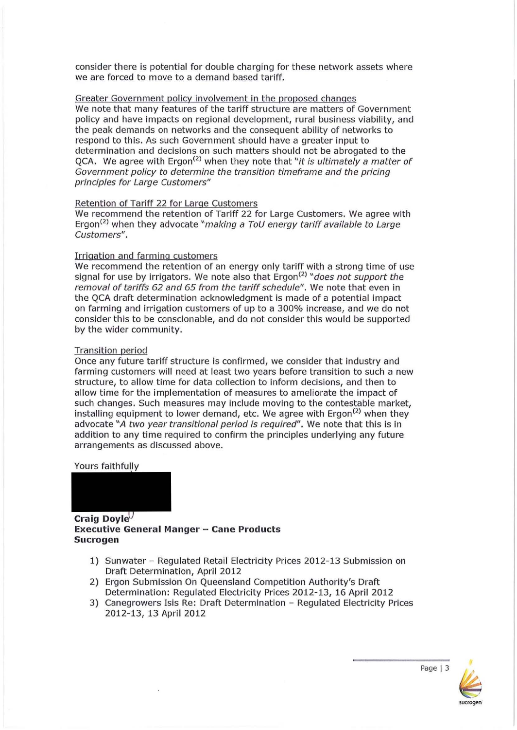consider there is potential for double charging for these network assets where we are forced to move to a demand based tariff.

Greater Government policy involvement in the proposed changes

We note that many features of the tariff structure are matters of Government policy and have impacts on regional development, rural business viability, and the peak demands on networks and the consequent ability of networks to respond to this. As such Government should have a greater input to determination and decisions on such matters should not be abrogated to the QCA. We agree with Ergon[2] when they note that "*it is ultimately a matter of Government policy to determine the transition timeframe and the pricing principles for Large Customers*"

Retention of Tariff 22 for Large Customers

We recommend the retention of Tariff 22 for Large Customers. We agree with Ergon[2] when they advocate "*making a ToU energy tariff available to Large Customers*".

Irrigation and farming customers

We recommend the retention of an energy only tariff with a strong time of use signal for use by irrigators. We note also that Ergon[2] "*does not support the removal of tariffs 62 and 65 from the tariff schedule*". We note that even in the QCA draft determination acknowledgment is made of a potential impact on farming and irrigation customers of up to a 300% increase, and we do not consider this to be conscionable, and do not consider this would be supported by the wider community.

Transition period

Once any future tariff structure is confirmed, we consider that industry and farming customers will need at least two years before transition to such a new structure, to allow time for data collection to inform decisions, and then to allow time for the implementation of measures to ameliorate the impact of such changes. Such measures may include moving to the contestable market, installing equipment to lower demand, etc. We agree with Ergon[2] when they advocate "*A two year transitional period is required*". We note that this is in addition to any time required to confirm the principles underlying any future arrangements as discussed above.

Yours faithfully

**Craig Doyle**
**Executive General Manger – Cane Products**
**Sucrogen**

1) Sunwater – Regulated Retail Electricity Prices 2012-13 Submission on Draft Determination, April 2012
2) Ergon Submission On Queensland Competition Authority's Draft Determination: Regulated Electricity Prices 2012-13, 16 April 2012
3) Canegrowers Isis Re: Draft Determination – Regulated Electricity Prices 2012-13, 13 April 2012